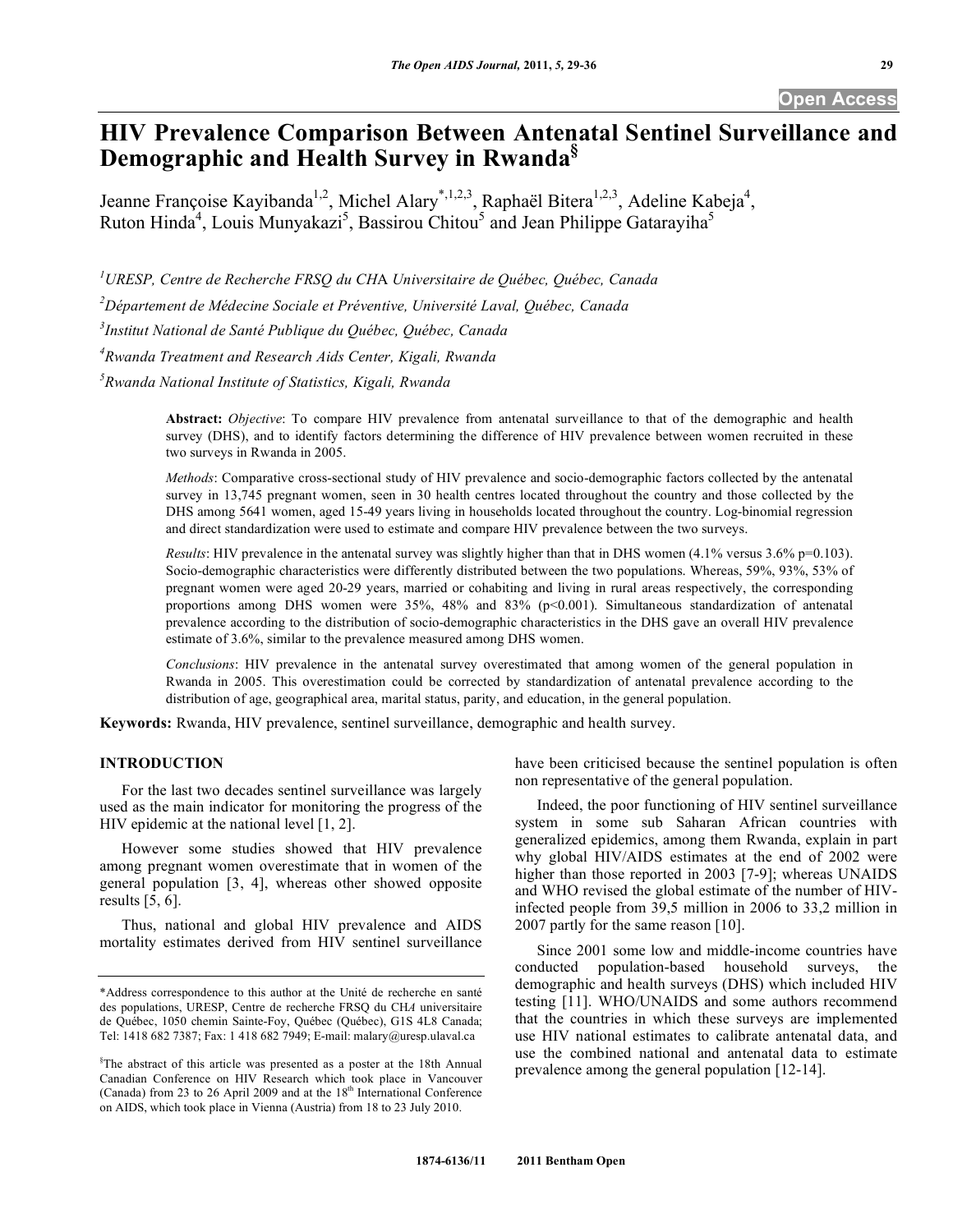Open Access

# HIV Prevalence Comparison Between Antenatal Sentinel Surveillance and Demographic and Health Survey in Rwanda[§]

Jeanne Françoise Kayibanda[1,2], Michel Alary[*,1,2,3], Raphaël Bitera[1,2,3], Adeline Kabeja[4], Ruton Hinda[4], Louis Munyakazi[5], Bassirou Chitou[5] and Jean Philippe Gatarayiha[5]

[1] *URESP, Centre de Recherche FRSQ du CHA Universitaire de Québec, Québec, Canada*

[2] *Département de Médecine Sociale et Préventive, Université Laval, Québec, Canada*

[3] *Institut National de Santé Publique du Québec, Québec, Canada*

[4] *Rwanda Treatment and Research Aids Center, Kigali, Rwanda*

[5] *Rwanda National Institute of Statistics, Kigali, Rwanda*

**Abstract:** *Objective*: To compare HIV prevalence from antenatal surveillance to that of the demographic and health survey (DHS), and to identify factors determining the difference of HIV prevalence between women recruited in these two surveys in Rwanda in 2005.

*Methods*: Comparative cross-sectional study of HIV prevalence and socio-demographic factors collected by the antenatal survey in 13,745 pregnant women, seen in 30 health centres located throughout the country and those collected by the DHS among 5641 women, aged 15-49 years living in households located throughout the country. Log-binomial regression and direct standardization were used to estimate and compare HIV prevalence between the two surveys.

*Results*: HIV prevalence in the antenatal survey was slightly higher than that in DHS women (4.1% versus 3.6% p=0.103). Socio-demographic characteristics were differently distributed between the two populations. Whereas, 59%, 93%, 53% of pregnant women were aged 20-29 years, married or cohabiting and living in rural areas respectively, the corresponding proportions among DHS women were 35%, 48% and 83% ($p<0.001$). Simultaneous standardization of antenatal prevalence according to the distribution of socio-demographic characteristics in the DHS gave an overall HIV prevalence estimate of 3.6%, similar to the prevalence measured among DHS women.

*Conclusions*: HIV prevalence in the antenatal survey overestimated that among women of the general population in Rwanda in 2005. This overestimation could be corrected by standardization of antenatal prevalence according to the distribution of age, geographical area, marital status, parity, and education, in the general population.

**Keywords:** Rwanda, HIV prevalence, sentinel surveillance, demographic and health survey.

## INTRODUCTION

For the last two decades sentinel surveillance was largely used as the main indicator for monitoring the progress of the HIV epidemic at the national level [1, 2].

However some studies showed that HIV prevalence among pregnant women overestimate that in women of the general population [3, 4], whereas other showed opposite results [5, 6].

Thus, national and global HIV prevalence and AIDS mortality estimates derived from HIV sentinel surveillance have been criticised because the sentinel population is often non representative of the general population.

Indeed, the poor functioning of HIV sentinel surveillance system in some sub Saharan African countries with generalized epidemics, among them Rwanda, explain in part why global HIV/AIDS estimates at the end of 2002 were higher than those reported in 2003 [7-9]; whereas UNAIDS and WHO revised the global estimate of the number of HIV-infected people from 39,5 million in 2006 to 33,2 million in 2007 partly for the same reason [10].

Since 2001 some low and middle-income countries have conducted population-based household surveys, the demographic and health surveys (DHS) which included HIV testing [11]. WHO/UNAIDS and some authors recommend that the countries in which these surveys are implemented use HIV national estimates to calibrate antenatal data, and use the combined national and antenatal data to estimate prevalence among the general population [12-14].

*Address correspondence to this author at the Unité de recherche en santé des populations, URESP, Centre de recherche FRSQ du CHA universitaire de Québec, 1050 chemin Sainte-Foy, Québec (Québec), G1S 4L8 Canada; Tel: 1418 682 7387; Fax: 1 418 682 7949; E-mail: malary@uresp.ulaval.ca

[§]The abstract of this article was presented as a poster at the 18th Annual Canadian Conference on HIV Research which took place in Vancouver (Canada) from 23 to 26 April 2009 and at the 18th International Conference on AIDS, which took place in Vienna (Austria) from 18 to 23 July 2010.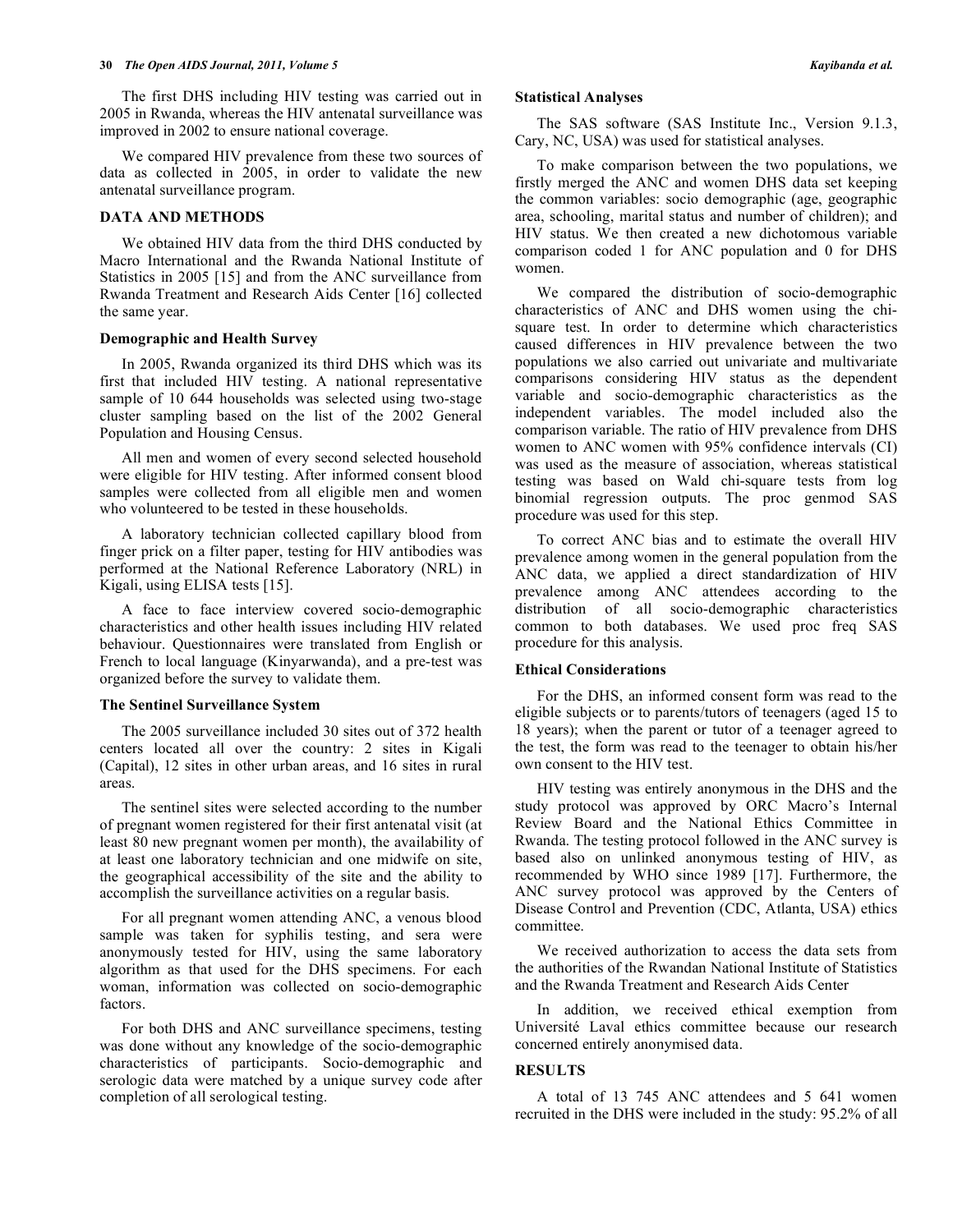The first DHS including HIV testing was carried out in 2005 in Rwanda, whereas the HIV antenatal surveillance was improved in 2002 to ensure national coverage.

We compared HIV prevalence from these two sources of data as collected in 2005, in order to validate the new antenatal surveillance program.

## DATA AND METHODS

We obtained HIV data from the third DHS conducted by Macro International and the Rwanda National Institute of Statistics in 2005 [15] and from the ANC surveillance from Rwanda Treatment and Research Aids Center [16] collected the same year.

### Demographic and Health Survey

In 2005, Rwanda organized its third DHS which was its first that included HIV testing. A national representative sample of 10 644 households was selected using two-stage cluster sampling based on the list of the 2002 General Population and Housing Census.

All men and women of every second selected household were eligible for HIV testing. After informed consent blood samples were collected from all eligible men and women who volunteered to be tested in these households.

A laboratory technician collected capillary blood from finger prick on a filter paper, testing for HIV antibodies was performed at the National Reference Laboratory (NRL) in Kigali, using ELISA tests [15].

A face to face interview covered socio-demographic characteristics and other health issues including HIV related behaviour. Questionnaires were translated from English or French to local language (Kinyarwanda), and a pre-test was organized before the survey to validate them.

### The Sentinel Surveillance System

The 2005 surveillance included 30 sites out of 372 health centers located all over the country: 2 sites in Kigali (Capital), 12 sites in other urban areas, and 16 sites in rural areas.

The sentinel sites were selected according to the number of pregnant women registered for their first antenatal visit (at least 80 new pregnant women per month), the availability of at least one laboratory technician and one midwife on site, the geographical accessibility of the site and the ability to accomplish the surveillance activities on a regular basis.

For all pregnant women attending ANC, a venous blood sample was taken for syphilis testing, and sera were anonymously tested for HIV, using the same laboratory algorithm as that used for the DHS specimens. For each woman, information was collected on socio-demographic factors.

For both DHS and ANC surveillance specimens, testing was done without any knowledge of the socio-demographic characteristics of participants. Socio-demographic and serologic data were matched by a unique survey code after completion of all serological testing.

### Statistical Analyses

The SAS software (SAS Institute Inc., Version 9.1.3, Cary, NC, USA) was used for statistical analyses.

To make comparison between the two populations, we firstly merged the ANC and women DHS data set keeping the common variables: socio demographic (age, geographic area, schooling, marital status and number of children); and HIV status. We then created a new dichotomous variable comparison coded 1 for ANC population and 0 for DHS women.

We compared the distribution of socio-demographic characteristics of ANC and DHS women using the chi-square test. In order to determine which characteristics caused differences in HIV prevalence between the two populations we also carried out univariate and multivariate comparisons considering HIV status as the dependent variable and socio-demographic characteristics as the independent variables. The model included also the comparison variable. The ratio of HIV prevalence from DHS women to ANC women with 95% confidence intervals (CI) was used as the measure of association, whereas statistical testing was based on Wald chi-square tests from log binomial regression outputs. The proc genmod SAS procedure was used for this step.

To correct ANC bias and to estimate the overall HIV prevalence among women in the general population from the ANC data, we applied a direct standardization of HIV prevalence among ANC attendees according to the distribution of all socio-demographic characteristics common to both databases. We used proc freq SAS procedure for this analysis.

### Ethical Considerations

For the DHS, an informed consent form was read to the eligible subjects or to parents/tutors of teenagers (aged 15 to 18 years); when the parent or tutor of a teenager agreed to the test, the form was read to the teenager to obtain his/her own consent to the HIV test.

HIV testing was entirely anonymous in the DHS and the study protocol was approved by ORC Macro's Internal Review Board and the National Ethics Committee in Rwanda. The testing protocol followed in the ANC survey is based also on unlinked anonymous testing of HIV, as recommended by WHO since 1989 [17]. Furthermore, the ANC survey protocol was approved by the Centers of Disease Control and Prevention (CDC, Atlanta, USA) ethics committee.

We received authorization to access the data sets from the authorities of the Rwandan National Institute of Statistics and the Rwanda Treatment and Research Aids Center

In addition, we received ethical exemption from Université Laval ethics committee because our research concerned entirely anonymised data.

## RESULTS

A total of 13 745 ANC attendees and 5 641 women recruited in the DHS were included in the study: 95.2% of all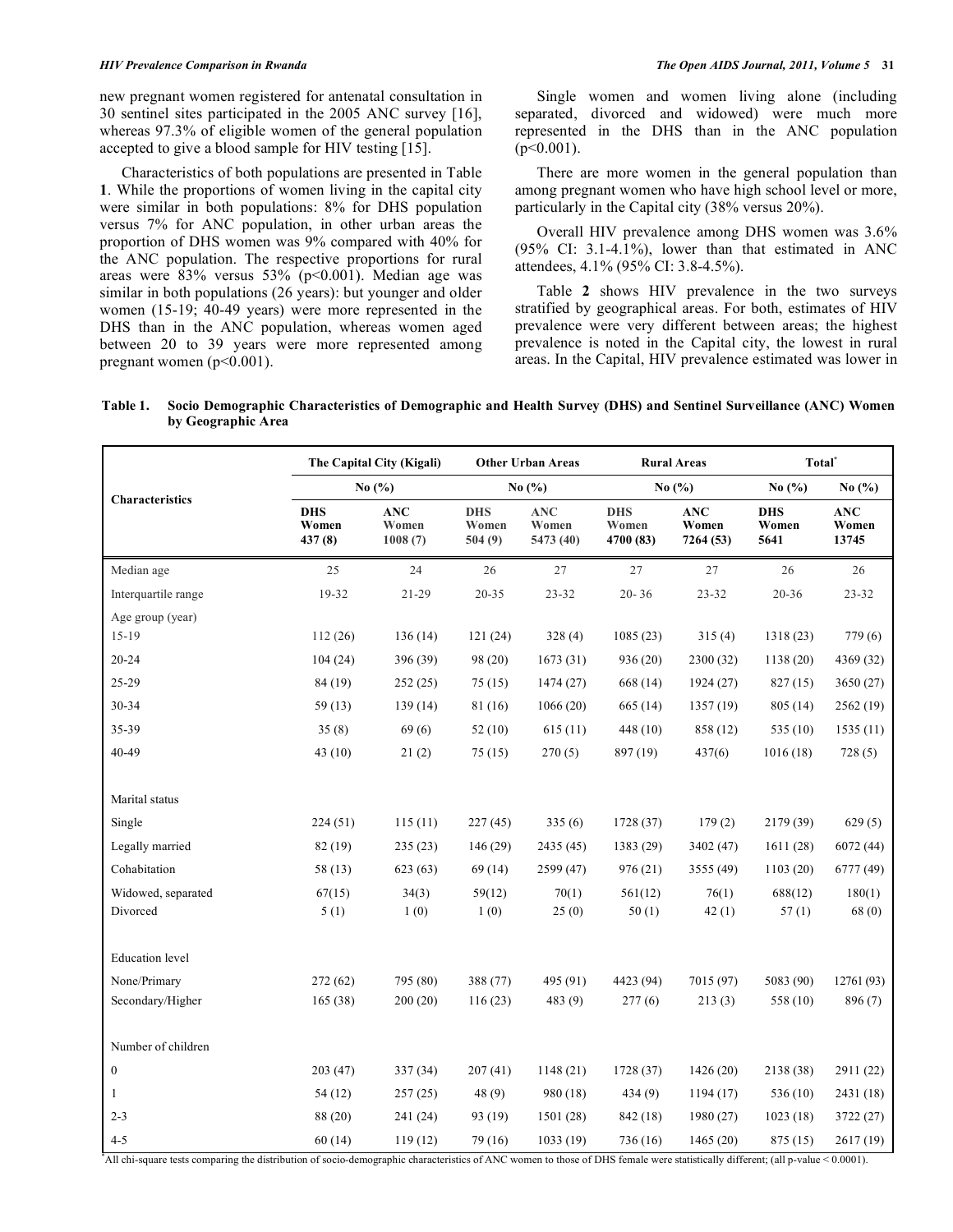new pregnant women registered for antenatal consultation in 30 sentinel sites participated in the 2005 ANC survey [16], whereas 97.3% of eligible women of the general population accepted to give a blood sample for HIV testing [15].

Characteristics of both populations are presented in Table **1**. While the proportions of women living in the capital city were similar in both populations: 8% for DHS population versus 7% for ANC population, in other urban areas the proportion of DHS women was 9% compared with 40% for the ANC population. The respective proportions for rural areas were 83% versus 53% ($p<0.001$). Median age was similar in both populations (26 years): but younger and older women (15-19; 40-49 years) were more represented in the DHS than in the ANC population, whereas women aged between 20 to 39 years were more represented among pregnant women ($p<0.001$).

Single women and women living alone (including separated, divorced and widowed) were much more represented in the DHS than in the ANC population ($p<0.001$).

There are more women in the general population than among pregnant women who have high school level or more, particularly in the Capital city (38% versus 20%).

Overall HIV prevalence among DHS women was 3.6% (95% CI: 3.1-4.1%), lower than that estimated in ANC attendees, 4.1% (95% CI: 3.8-4.5%).

Table **2** shows HIV prevalence in the two surveys stratified by geographical areas. For both, estimates of HIV prevalence were very different between areas; the highest prevalence is noted in the Capital city, the lowest in rural areas. In the Capital, HIV prevalence estimated was lower in

**Table 1. Socio Demographic Characteristics of Demographic and Health Survey (DHS) and Sentinel Surveillance (ANC) Women by Geographic Area**

| Characteristics | The Capital City (Kigali) | | Other Urban Areas | | Rural Areas | | Total* | |
|---|---|---|---|---|---|---|---|---|
| | No (%) | | No (%) | | No (%) | | No (%) | No (%) |
| | DHS Women 437 (8) | ANC Women 1008 (7) | DHS Women 504 (9) | ANC Women 5473 (40) | DHS Women 4700 (83) | ANC Women 7264 (53) | DHS Women 5641 | ANC Women 13745 |
| Median age | 25 | 24 | 26 | 27 | 27 | 27 | 26 | 26 |
| Interquartile range | 19-32 | 21-29 | 20-35 | 23-32 | 20- 36 | 23-32 | 20-36 | 23-32 |
| Age group (year) | | | | | | | | |
| 15-19 | 112 (26) | 136 (14) | 121 (24) | 328 (4) | 1085 (23) | 315 (4) | 1318 (23) | 779 (6) |
| 20-24 | 104 (24) | 396 (39) | 98 (20) | 1673 (31) | 936 (20) | 2300 (32) | 1138 (20) | 4369 (32) |
| 25-29 | 84 (19) | 252 (25) | 75 (15) | 1474 (27) | 668 (14) | 1924 (27) | 827 (15) | 3650 (27) |
| 30-34 | 59 (13) | 139 (14) | 81 (16) | 1066 (20) | 665 (14) | 1357 (19) | 805 (14) | 2562 (19) |
| 35-39 | 35 (8) | 69 (6) | 52 (10) | 615 (11) | 448 (10) | 858 (12) | 535 (10) | 1535 (11) |
| 40-49 | 43 (10) | 21 (2) | 75 (15) | 270 (5) | 897 (19) | 437(6) | 1016 (18) | 728 (5) |
| Marital status | | | | | | | | |
| Single | 224 (51) | 115 (11) | 227 (45) | 335 (6) | 1728 (37) | 179 (2) | 2179 (39) | 629 (5) |
| Legally married | 82 (19) | 235 (23) | 146 (29) | 2435 (45) | 1383 (29) | 3402 (47) | 1611 (28) | 6072 (44) |
| Cohabitation | 58 (13) | 623 (63) | 69 (14) | 2599 (47) | 976 (21) | 3555 (49) | 1103 (20) | 6777 (49) |
| Widowed, separated | 67(15) | 34(3) | 59(12) | 70(1) | 561(12) | 76(1) | 688(12) | 180(1) |
| Divorced | 5 (1) | 1 (0) | 1 (0) | 25 (0) | 50 (1) | 42 (1) | 57 (1) | 68 (0) |
| Education level | | | | | | | | |
| None/Primary | 272 (62) | 795 (80) | 388 (77) | 495 (91) | 4423 (94) | 7015 (97) | 5083 (90) | 12761 (93) |
| Secondary/Higher | 165 (38) | 200 (20) | 116 (23) | 483 (9) | 277 (6) | 213 (3) | 558 (10) | 896 (7) |
| Number of children | | | | | | | | |
| 0 | 203 (47) | 337 (34) | 207 (41) | 1148 (21) | 1728 (37) | 1426 (20) | 2138 (38) | 2911 (22) |
| 1 | 54 (12) | 257 (25) | 48 (9) | 980 (18) | 434 (9) | 1194 (17) | 536 (10) | 2431 (18) |
| 2-3 | 88 (20) | 241 (24) | 93 (19) | 1501 (28) | 842 (18) | 1980 (27) | 1023 (18) | 3722 (27) |
| 4-5 | 60 (14) | 119 (12) | 79 (16) | 1033 (19) | 736 (16) | 1465 (20) | 875 (15) | 2617 (19) |

*All chi-square tests comparing the distribution of socio-demographic characteristics of ANC women to those of DHS female were statistically different; (all p-value < 0.0001).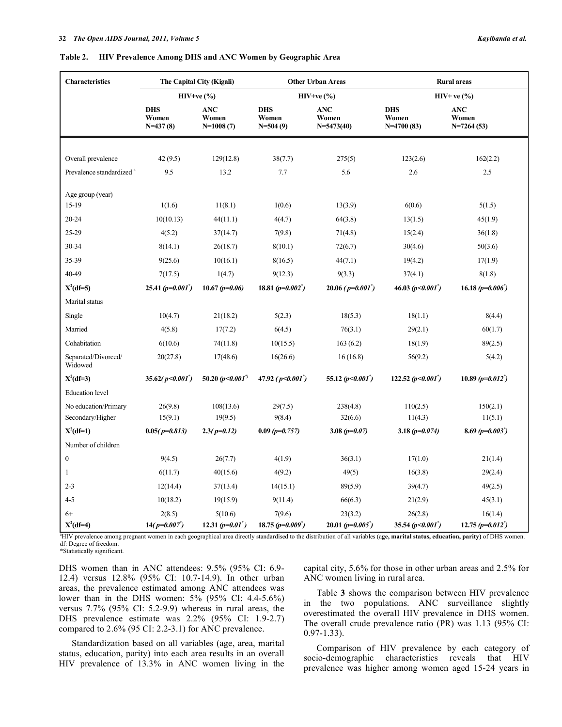**Table 2. HIV Prevalence Among DHS and ANC Women by Geographic Area**

| Characteristics | The Capital City (Kigali) | | Other Urban Areas | | Rural areas | |
|---|---|---|---|---|---|---|
| | HIV+ve (%) | | HIV+ve (%) | | HIV+ ve (%) | |
| | DHS Women N=437 (8) | ANC Women N=1008 (7) | DHS Women N=504 (9) | ANC Women N=5473(40) | DHS Women N=4700 (83) | ANC Women N=7264 (53) |
| Overall prevalence | 42 (9.5) | 129(12.8) | 38(7.7) | 275(5) | 123(2.6) | 162(2.2) |
| Prevalence standardized [a] | 9.5 | 13.2 | 7.7 | 5.6 | 2.6 | 2.5 |
| Age group (year) | | | | | | |
| 15-19 | 1(1.6) | 11(8.1) | 1(0.6) | 13(3.9) | 6(0.6) | 5(1.5) |
| 20-24 | 10(10.13) | 44(11.1) | 4(4.7) | 64(3.8) | 13(1.5) | 45(1.9) |
| 25-29 | 4(5.2) | 37(14.7) | 7(9.8) | 71(4.8) | 15(2.4) | 36(1.8) |
| 30-34 | 8(14.1) | 26(18.7) | 8(10.1) | 72(6.7) | 30(4.6) | 50(3.6) |
| 35-39 | 9(25.6) | 10(16.1) | 8(16.5) | 44(7.1) | 19(4.2) | 17(1.9) |
| 40-49 | 7(17.5) | 1(4.7) | 9(12.3) | 9(3.3) | 37(4.1) | 8(1.8) |
| **$X^2$(df=5)** | **25.41 (*p=0.001*\*)** | **10.67 (*p=0.06*)** | **18.81 (*p=0.002*\*)** | **20.06 (*p=0.001*\*)** | **46.03 (*p<0.001*\*)** | **16.18 (*p=0.006*\*)** |
| Marital status | | | | | | |
| Single | 10(4.7) | 21(18.2) | 5(2.3) | 18(5.3) | 18(1.1) | 8(4.4) |
| Married | 4(5.8) | 17(7.2) | 6(4.5) | 76(3.1) | 29(2.1) | 60(1.7) |
| Cohabitation | 6(10.6) | 74(11.8) | 10(15.5) | 163 (6.2) | 18(1.9) | 89(2.5) |
| Separated/Divorced/ Widowed | 20(27.8) | 17(48.6) | 16(26.6) | 16 (16.8) | 56(9.2) | 5(4.2) |
| **$X^2$(df=3)** | **35.62(*p<0.001*\*)** | **50.20 (*p<0.001*\*)** | **47.92 (*p<0.001*\*)** | **55.12 (*p<0.001*\*)** | **122.52 (*p<0.001*\*)** | **10.89 (*p=0.012*\*)** |
| Education level | | | | | | |
| No education/Primary | 26(9.8) | 108(13.6) | 29(7.5) | 238(4.8) | 110(2.5) | 150(2.1) |
| Secondary/Higher | 15(9.1) | 19(9.5) | 9(8.4) | 32(6.6) | 11(4.3) | 11(5.1) |
| **$X^2$(df=1)** | **0.05(*p=0.813*)** | **2.3(*p=0.12*)** | **0.09 (*p=0.757*)** | **3.08 (*p=0.07*)** | **3.18 (*p=0.074*)** | **8.69 (*p=0.003*\*)** |
| Number of children | | | | | | |
| 0 | 9(4.5) | 26(7.7) | 4(1.9) | 36(3.1) | 17(1.0) | 21(1.4) |
| 1 | 6(11.7) | 40(15.6) | 4(9.2) | 49(5) | 16(3.8) | 29(2.4) |
| 2-3 | 12(14.4) | 37(13.4) | 14(15.1) | 89(5.9) | 39(4.7) | 49(2.5) |
| 4-5 | 10(18.2) | 19(15.9) | 9(11.4) | 66(6.3) | 21(2.9) | 45(3.1) |
| 6+ | 2(8.5) | 5(10.6) | 7(9.6) | 23(3.2) | 26(2.8) | 16(1.4) |
| **$X^2$(df=4)** | **14(*p=0.007*\*)** | **12.31 (*p=0.01*\*)** | **18.75 (*p=0.009*\*)** | **20.01 (*p=0.005*\*)** | **35.54 (*p<0.001*\*)** | **12.75 (*p=0.012*\*)** |

[a]HIV prevalence among pregnant women in each geographical area directly standardised to the distribution of all variables (a**ge, marital status, education, parity)** of DHS women.
df: Degree of freedom.
*Statistically significant.

DHS women than in ANC attendees: 9.5% (95% CI: 6.9-12.4) versus 12.8% (95% CI: 10.7-14.9). In other urban areas, the prevalence estimated among ANC attendees was lower than in the DHS women: 5% (95% CI: 4.4-5.6%) versus 7.7% (95% CI: 5.2-9.9) whereas in rural areas, the DHS prevalence estimate was 2.2% (95% CI: 1.9-2.7) compared to 2.6% (95 CI: 2.2-3.1) for ANC prevalence.

Standardization based on all variables (age, area, marital status, education, parity) into each area results in an overall HIV prevalence of 13.3% in ANC women living in the capital city, 5.6% for those in other urban areas and 2.5% for ANC women living in rural area.

Table **3** shows the comparison between HIV prevalence in the two populations. ANC surveillance slightly overestimated the overall HIV prevalence in DHS women. The overall crude prevalence ratio (PR) was 1.13 (95% CI: 0.97-1.33).

Comparison of HIV prevalence by each category of socio-demographic characteristics reveals that HIV prevalence was higher among women aged 15-24 years in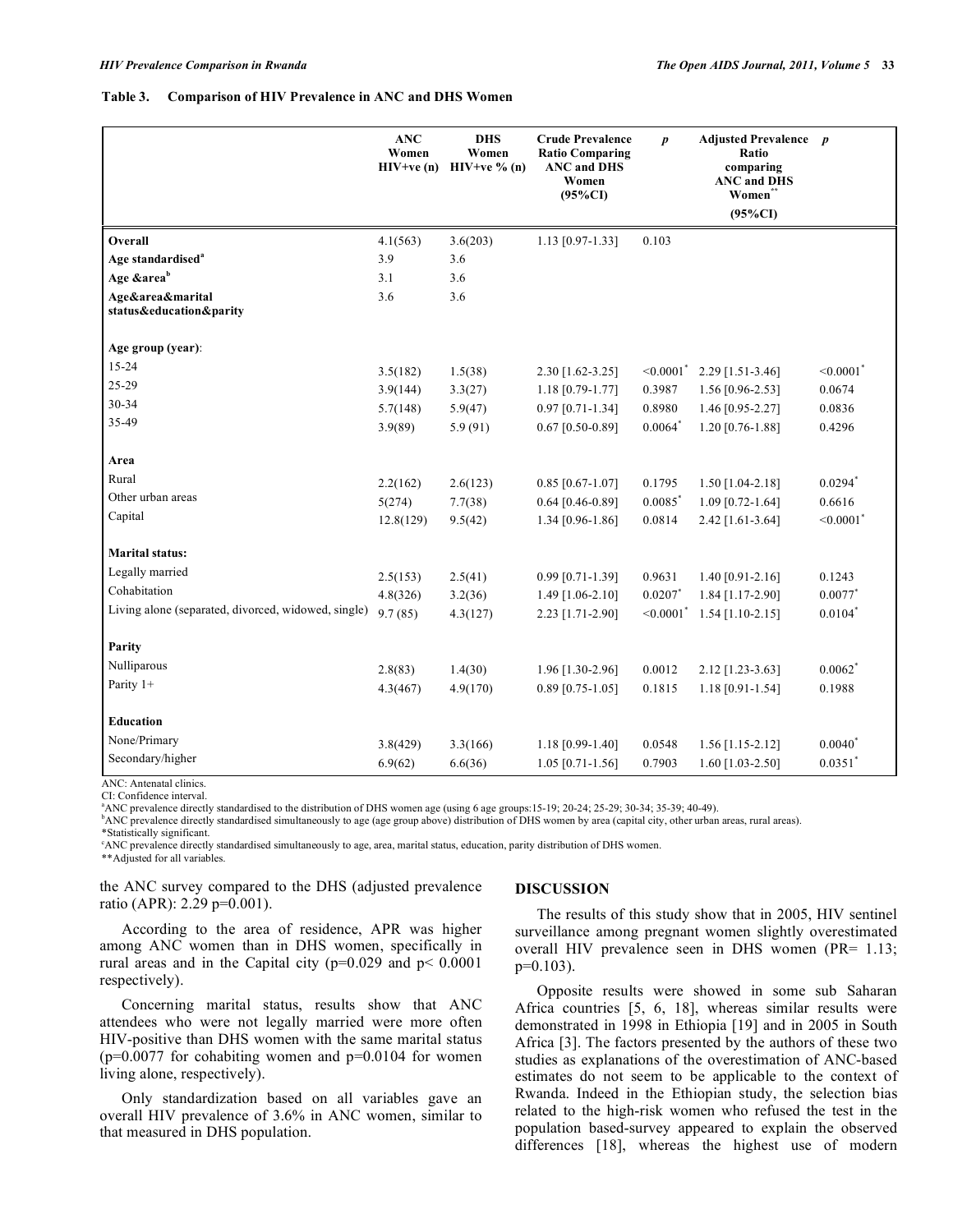**Table 3. Comparison of HIV Prevalence in ANC and DHS Women**

| | ANC Women HIV+ve (n) | DHS Women HIV+ve % (n) | Crude Prevalence Ratio Comparing ANC and DHS Women (95%CI) | $p$ | Adjusted Prevalence Ratio comparing ANC and DHS Women** (95%CI) | $p$ |
|---|---|---|---|---|---|---|
| **Overall** | 4.1(563) | 3.6(203) | 1.13 [0.97-1.33] | 0.103 | | |
| **Age standardised**[a] | 3.9 | 3.6 | | | | |
| **Age &area**[b] | 3.1 | 3.6 | | | | |
| **Age&area&marital status&education&parity** | 3.6 | 3.6 | | | | |
| **Age group (year)**: | | | | | | |
| 15-24 | 3.5(182) | 1.5(38) | 2.30 [1.62-3.25] | <0.0001* | 2.29 [1.51-3.46] | <0.0001* |
| 25-29 | 3.9(144) | 3.3(27) | 1.18 [0.79-1.77] | 0.3987 | 1.56 [0.96-2.53] | 0.0674 |
| 30-34 | 5.7(148) | 5.9(47) | 0.97 [0.71-1.34] | 0.8980 | 1.46 [0.95-2.27] | 0.0836 |
| 35-49 | 3.9(89) | 5.9 (91) | 0.67 [0.50-0.89] | 0.0064* | 1.20 [0.76-1.88] | 0.4296 |
| **Area** | | | | | | |
| Rural | 2.2(162) | 2.6(123) | 0.85 [0.67-1.07] | 0.1795 | 1.50 [1.04-2.18] | 0.0294* |
| Other urban areas | 5(274) | 7.7(38) | 0.64 [0.46-0.89] | 0.0085* | 1.09 [0.72-1.64] | 0.6616 |
| Capital | 12.8(129) | 9.5(42) | 1.34 [0.96-1.86] | 0.0814 | 2.42 [1.61-3.64] | <0.0001* |
| **Marital status:** | | | | | | |
| Legally married | 2.5(153) | 2.5(41) | 0.99 [0.71-1.39] | 0.9631 | 1.40 [0.91-2.16] | 0.1243 |
| Cohabitation | 4.8(326) | 3.2(36) | 1.49 [1.06-2.10] | 0.0207* | 1.84 [1.17-2.90] | 0.0077* |
| Living alone (separated, divorced, widowed, single) | 9.7 (85) | 4.3(127) | 2.23 [1.71-2.90] | <0.0001* | 1.54 [1.10-2.15] | 0.0104* |
| **Parity** | | | | | | |
| Nulliparous | 2.8(83) | 1.4(30) | 1.96 [1.30-2.96] | 0.0012 | 2.12 [1.23-3.63] | 0.0062* |
| Parity 1+ | 4.3(467) | 4.9(170) | 0.89 [0.75-1.05] | 0.1815 | 1.18 [0.91-1.54] | 0.1988 |
| **Education** | | | | | | |
| None/Primary | 3.8(429) | 3.3(166) | 1.18 [0.99-1.40] | 0.0548 | 1.56 [1.15-2.12] | 0.0040* |
| Secondary/higher | 6.9(62) | 6.6(36) | 1.05 [0.71-1.56] | 0.7903 | 1.60 [1.03-2.50] | 0.0351* |

ANC: Antenatal clinics.
CI: Confidence interval.
[a]ANC prevalence directly standardised to the distribution of DHS women age (using 6 age groups:15-19; 20-24; 25-29; 30-34; 35-39; 40-49).
[b]ANC prevalence directly standardised simultaneously to age (age group above) distribution of DHS women by area (capital city, other urban areas, rural areas).
*Statistically significant.
[c]ANC prevalence directly standardised simultaneously to age, area, marital status, education, parity distribution of DHS women.
**Adjusted for all variables.

the ANC survey compared to the DHS (adjusted prevalence ratio (APR): 2.29 p=0.001).

According to the area of residence, APR was higher among ANC women than in DHS women, specifically in rural areas and in the Capital city (p=0.029 and p< 0.0001 respectively).

Concerning marital status, results show that ANC attendees who were not legally married were more often HIV-positive than DHS women with the same marital status (p=0.0077 for cohabiting women and p=0.0104 for women living alone, respectively).

Only standardization based on all variables gave an overall HIV prevalence of 3.6% in ANC women, similar to that measured in DHS population.

## DISCUSSION

The results of this study show that in 2005, HIV sentinel surveillance among pregnant women slightly overestimated overall HIV prevalence seen in DHS women (PR= 1.13; p=0.103).

Opposite results were showed in some sub Saharan Africa countries [5, 6, 18], whereas similar results were demonstrated in 1998 in Ethiopia [19] and in 2005 in South Africa [3]. The factors presented by the authors of these two studies as explanations of the overestimation of ANC-based estimates do not seem to be applicable to the context of Rwanda. Indeed in the Ethiopian study, the selection bias related to the high-risk women who refused the test in the population based-survey appeared to explain the observed differences [18], whereas the highest use of modern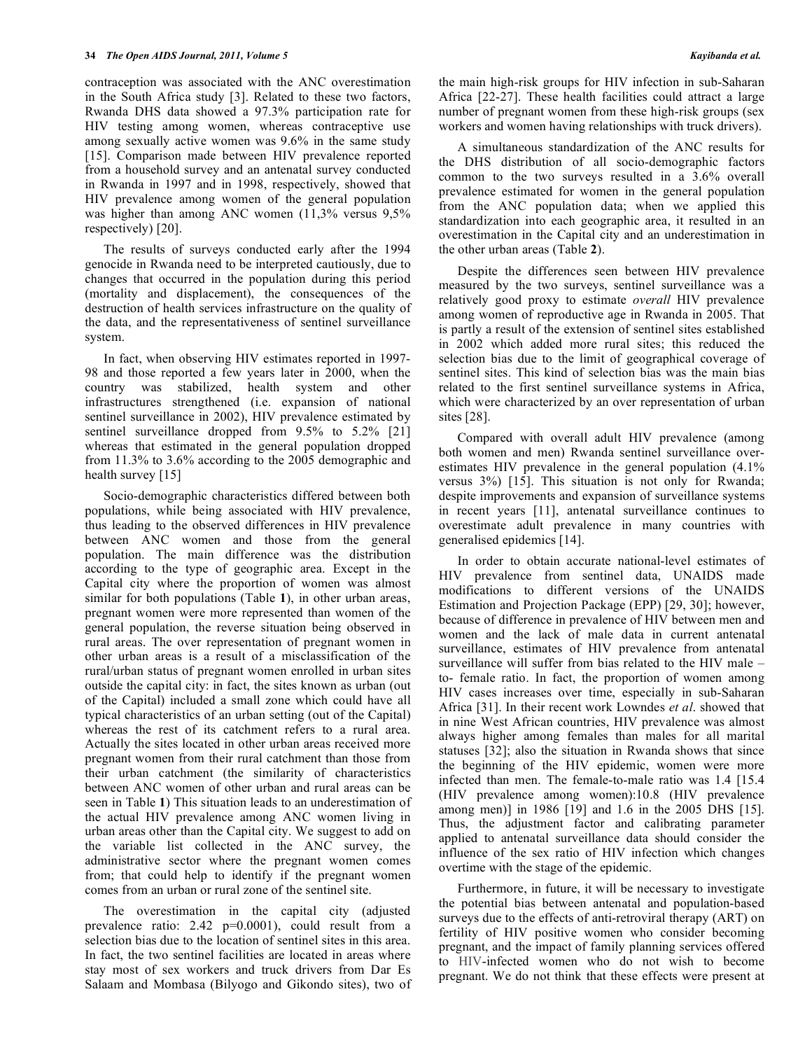contraception was associated with the ANC overestimation in the South Africa study [3]. Related to these two factors, Rwanda DHS data showed a 97.3% participation rate for HIV testing among women, whereas contraceptive use among sexually active women was 9.6% in the same study [15]. Comparison made between HIV prevalence reported from a household survey and an antenatal survey conducted in Rwanda in 1997 and in 1998, respectively, showed that HIV prevalence among women of the general population was higher than among ANC women (11,3% versus 9,5% respectively) [20].

The results of surveys conducted early after the 1994 genocide in Rwanda need to be interpreted cautiously, due to changes that occurred in the population during this period (mortality and displacement), the consequences of the destruction of health services infrastructure on the quality of the data, and the representativeness of sentinel surveillance system.

In fact, when observing HIV estimates reported in 1997-98 and those reported a few years later in 2000, when the country was stabilized, health system and other infrastructures strengthened (i.e. expansion of national sentinel surveillance in 2002), HIV prevalence estimated by sentinel surveillance dropped from 9.5% to 5.2% [21] whereas that estimated in the general population dropped from 11.3% to 3.6% according to the 2005 demographic and health survey [15]

Socio-demographic characteristics differed between both populations, while being associated with HIV prevalence, thus leading to the observed differences in HIV prevalence between ANC women and those from the general population. The main difference was the distribution according to the type of geographic area. Except in the Capital city where the proportion of women was almost similar for both populations (Table **1**), in other urban areas, pregnant women were more represented than women of the general population, the reverse situation being observed in rural areas. The over representation of pregnant women in other urban areas is a result of a misclassification of the rural/urban status of pregnant women enrolled in urban sites outside the capital city: in fact, the sites known as urban (out of the Capital) included a small zone which could have all typical characteristics of an urban setting (out of the Capital) whereas the rest of its catchment refers to a rural area. Actually the sites located in other urban areas received more pregnant women from their rural catchment than those from their urban catchment (the similarity of characteristics between ANC women of other urban and rural areas can be seen in Table **1**) This situation leads to an underestimation of the actual HIV prevalence among ANC women living in urban areas other than the Capital city. We suggest to add on the variable list collected in the ANC survey, the administrative sector where the pregnant women comes from; that could help to identify if the pregnant women comes from an urban or rural zone of the sentinel site.

The overestimation in the capital city (adjusted prevalence ratio: 2.42 p=0.0001), could result from a selection bias due to the location of sentinel sites in this area. In fact, the two sentinel facilities are located in areas where stay most of sex workers and truck drivers from Dar Es Salaam and Mombasa (Bilyogo and Gikondo sites), two of the main high-risk groups for HIV infection in sub-Saharan Africa [22-27]. These health facilities could attract a large number of pregnant women from these high-risk groups (sex workers and women having relationships with truck drivers).

A simultaneous standardization of the ANC results for the DHS distribution of all socio-demographic factors common to the two surveys resulted in a 3.6% overall prevalence estimated for women in the general population from the ANC population data; when we applied this standardization into each geographic area, it resulted in an overestimation in the Capital city and an underestimation in the other urban areas (Table **2**).

Despite the differences seen between HIV prevalence measured by the two surveys, sentinel surveillance was a relatively good proxy to estimate *overall* HIV prevalence among women of reproductive age in Rwanda in 2005. That is partly a result of the extension of sentinel sites established in 2002 which added more rural sites; this reduced the selection bias due to the limit of geographical coverage of sentinel sites. This kind of selection bias was the main bias related to the first sentinel surveillance systems in Africa, which were characterized by an over representation of urban sites [28].

Compared with overall adult HIV prevalence (among both women and men) Rwanda sentinel surveillance over-estimates HIV prevalence in the general population (4.1% versus 3%) [15]. This situation is not only for Rwanda; despite improvements and expansion of surveillance systems in recent years [11], antenatal surveillance continues to overestimate adult prevalence in many countries with generalised epidemics [14].

In order to obtain accurate national-level estimates of HIV prevalence from sentinel data, UNAIDS made modifications to different versions of the UNAIDS Estimation and Projection Package (EPP) [29, 30]; however, because of difference in prevalence of HIV between men and women and the lack of male data in current antenatal surveillance, estimates of HIV prevalence from antenatal surveillance will suffer from bias related to the HIV male – to- female ratio. In fact, the proportion of women among HIV cases increases over time, especially in sub-Saharan Africa [31]. In their recent work Lowndes *et al*. showed that in nine West African countries, HIV prevalence was almost always higher among females than males for all marital statuses [32]; also the situation in Rwanda shows that since the beginning of the HIV epidemic, women were more infected than men. The female-to-male ratio was 1.4 [15.4 (HIV prevalence among women):10.8 (HIV prevalence among men)] in 1986 [19] and 1.6 in the 2005 DHS [15]. Thus, the adjustment factor and calibrating parameter applied to antenatal surveillance data should consider the influence of the sex ratio of HIV infection which changes overtime with the stage of the epidemic.

Furthermore, in future, it will be necessary to investigate the potential bias between antenatal and population-based surveys due to the effects of anti-retroviral therapy (ART) on fertility of HIV positive women who consider becoming pregnant, and the impact of family planning services offered to HIV-infected women who do not wish to become pregnant. We do not think that these effects were present at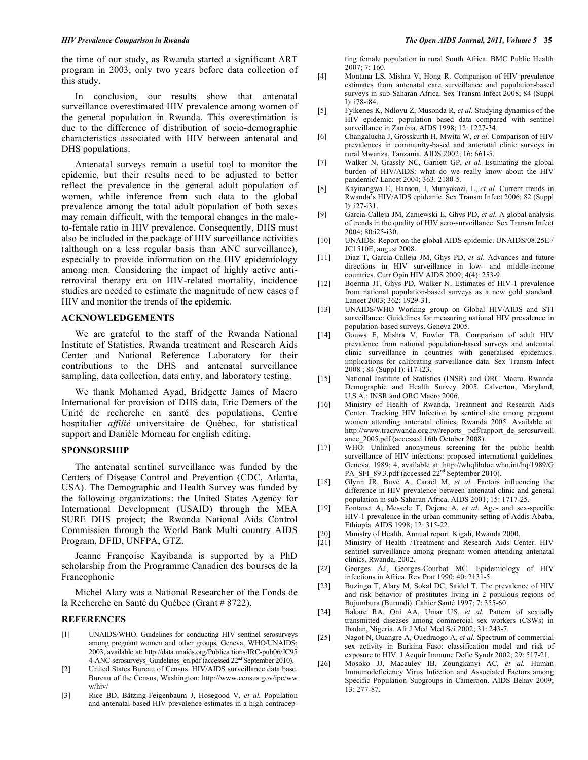the time of our study, as Rwanda started a significant ART program in 2003, only two years before data collection of this study.

In conclusion, our results show that antenatal surveillance overestimated HIV prevalence among women of the general population in Rwanda. This overestimation is due to the difference of distribution of socio-demographic characteristics associated with HIV between antenatal and DHS populations.

Antenatal surveys remain a useful tool to monitor the epidemic, but their results need to be adjusted to better reflect the prevalence in the general adult population of women, while inference from such data to the global prevalence among the total adult population of both sexes may remain difficult, with the temporal changes in the male-to-female ratio in HIV prevalence. Consequently, DHS must also be included in the package of HIV surveillance activities (although on a less regular basis than ANC surveillance), especially to provide information on the HIV epidemiology among men. Considering the impact of highly active antiretroviral therapy era on HIV-related mortality, incidence studies are needed to estimate the magnitude of new cases of HIV and monitor the trends of the epidemic.

## ACKNOWLEDGEMENTS

We are grateful to the staff of the Rwanda National Institute of Statistics, Rwanda treatment and Research Aids Center and National Reference Laboratory for their contributions to the DHS and antenatal surveillance sampling, data collection, data entry, and laboratory testing.

We thank Mohamed Ayad, Bridgette James of Macro International for provision of DHS data, Eric Demers of the Unité de recherche en santé des populations, Centre hospitalier *affilié* universitaire de Québec, for statistical support and Danièle Morneau for english editing.

## SPONSORSHIP

The antenatal sentinel surveillance was funded by the Centers of Disease Control and Prevention (CDC, Atlanta, USA). The Demographic and Health Survey was funded by the following organizations: the United States Agency for International Development (USAID) through the MEA SURE DHS project; the Rwanda National Aids Control Commission through the World Bank Multi country AIDS Program, DFID, UNFPA, GTZ.

Jeanne Françoise Kayibanda is supported by a PhD scholarship from the Programme Canadien des bourses de la Francophonie

Michel Alary was a National Researcher of the Fonds de la Recherche en Santé du Québec (Grant # 8722).

## REFERENCES

[1] UNAIDS/WHO. Guidelines for conducting HIV sentinel serosurveys among pregnant women and other groups. Geneva, WHO/UNAIDS; 2003, available at: http://data.unaids.org/Publica tions/IRC-pub06/JC954-ANC-serosurveys_Guidelines_en.pdf (accessed 22nd September 2010).

[2] United States Bureau of Census. HIV/AIDS surveillance data base. Bureau of the Census, Washington: http://www.census.gov/ipc/www/hiv/

[3] Rice BD, Bätzing-Feigenbaum J, Hosegood V, *et al.* Population and antenatal-based HIV prevalence estimates in a high contracepting female population in rural South Africa. BMC Public Health 2007; 7: 160.

[4] Montana LS, Mishra V, Hong R. Comparison of HIV prevalence estimates from antenatal care surveillance and population-based surveys in sub-Saharan Africa. Sex Transm Infect 2008; 84 (Suppl I): i78-i84.

[5] Fylkenes K, Ndlovu Z, Musonda R, *et al.* Studying dynamics of the HIV epidemic: population based data compared with sentinel surveillance in Zambia. AIDS 1998; 12: 1227-34.

[6] Changalucha J, Grosskurth H, Mwita W, *et al*. Comparison of HIV prevalences in community-based and antenatal clinic surveys in rural Mwanza, Tanzania. AIDS 2002; 16: 661-5.

[7] Walker N, Grassly NC, Garnett GP, *et al.* Estimating the global burden of HIV/AIDS: what do we really know about the HIV pandemic? Lancet 2004; 363: 2180-5.

[8] Kayirangwa E, Hanson, J, Munyakazi, L, *et al.* Current trends in Rwanda's HIV/AIDS epidemic. Sex Transm Infect 2006; 82 (Suppl I): i27-i31.

[9] Garcia-Calleja JM, Zaniewski E, Ghys PD, *et al.* A global analysis of trends in the quality of HIV sero-surveillance. Sex Transm Infect 2004; 80:i25-i30.

[10] UNAIDS: Report on the global AIDS epidemic. UNAIDS/08.25E / JC1510E, august 2008.

[11] Diaz T, Garcia-Calleja JM, Ghys PD, *et al.* Advances and future directions in HIV surveillance in low- and middle-income countries. Curr Opin HIV AIDS 2009; 4(4): 253-9.

[12] Boerma JT, Ghys PD, Walker N. Estimates of HIV-1 prevalence from national population-based surveys as a new gold standard. Lancet 2003; 362: 1929-31.

[13] UNAIDS/WHO Working group on Global HIV/AIDS and STI surveillance: Guidelines for measuring national HIV prevalence in population-based surveys. Geneva 2005.

[14] Gouws E, Mishra V, Fowler TB. Comparison of adult HIV prevalence from national population-based surveys and antenatal clinic surveillance in countries with generalised epidemics: implications for calibrating surveillance data. Sex Transm Infect 2008 ; 84 (Suppl I): i17-i23.

[15] National Institute of Statistics (INSR) and ORC Macro. Rwanda Demographic and Health Survey 2005*.* Calverton, Maryland, U.S.A.: INSR and ORC Macro 2006.

[16] Ministry of Health of Rwanda, Treatment and Research Aids Center. Tracking HIV Infection by sentinel site among pregnant women attending antenatal clinics, Rwanda 2005. Available at: http://www.tracrwanda.org.rw/reports_ pdf/rapport_de_serosurveillance_2005.pdf (accessed 16th October 2008).

[17] WHO: Unlinked anonymous screening for the public health surveillance of HIV infections: proposed international guidelines. Geneva, 1989: 4, available at: http://whqlibdoc.who.int/hq/1989/GPA_SFI_89.3.pdf (accessed 22nd September 2010).

[18] Glynn JR, Buvé A, Caraël M, *et al.* Factors influencing the difference in HIV prevalence between antenatal clinic and general population in sub-Saharan Africa. AIDS 2001; 15: 1717-25.

[19] Fontanet A, Messele T, Dejene A, *et al*. Age- and sex-specific HIV-1 prevalence in the urban community setting of Addis Ababa, Ethiopia. AIDS 1998; 12: 315-22.

[20] Ministry of Health. Annual report. Kigali, Rwanda 2000.

[21] Ministry of Health /Treatment and Research Aids Center. HIV sentinel surveillance among pregnant women attending antenatal clinics, Rwanda, 2002.

[22] Georges AJ, Georges-Courbot MC. Epidemiology of HIV infections in Africa. Rev Prat 1990; 40: 2131-5.

[23] Buzingo T, Alary M, Sokal DC, Saidel T. The prevalence of HIV and risk behavior of prostitutes living in 2 populous regions of Bujumbura (Burundi). Cahier Santé 1997; 7: 355-60.

[24] Bakare RA, Oni AA, Umar US, *et al.* Pattern of sexually transmitted diseases among commercial sex workers (CSWs) in Ibadan, Nigeria. Afr J Med Med Sci 2002; 31: 243-7.

[25] Nagot N, Ouangre A, Ouedraogo A, *et al.* Spectrum of commercial sex activity in Burkina Faso: classification model and risk of exposure to HIV. J Acquir Immune Defic Syndr 2002; 29: 517-21.

[26] Mosoko JJ, Macauley IB, Zoungkanyi AC, *et al.* Human Immunodeficiency Virus Infection and Associated Factors among Specific Population Subgroups in Cameroon. AIDS Behav 2009; 13: 277-87.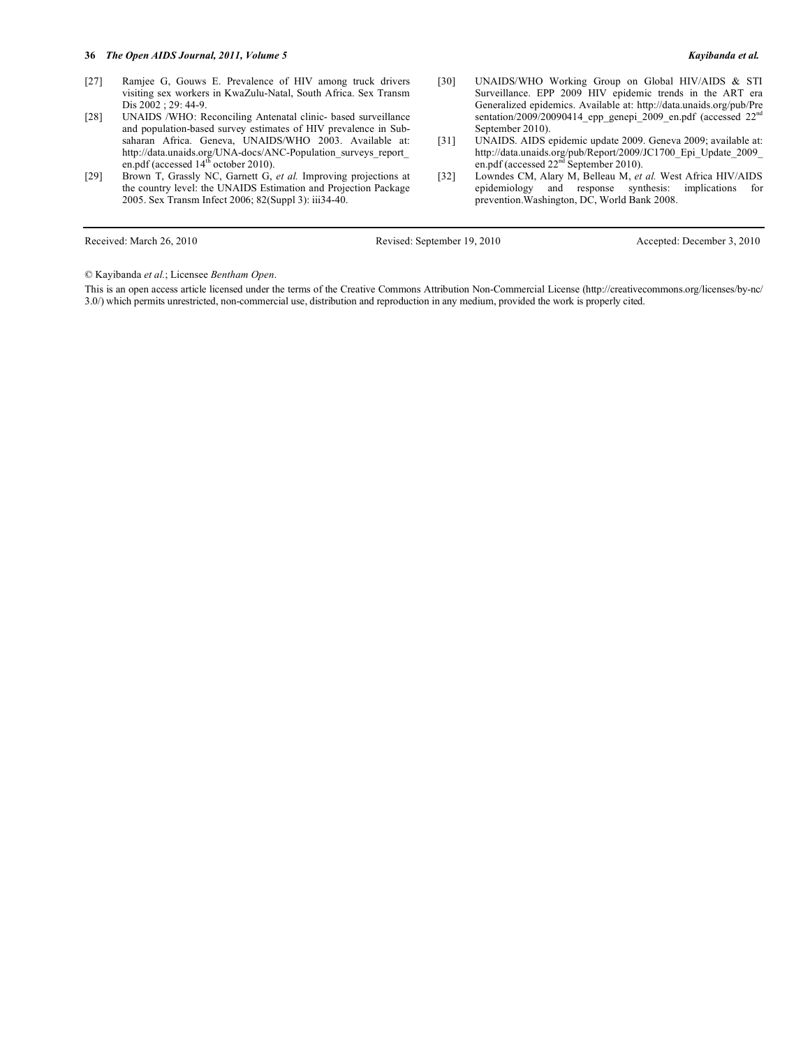[27] Ramjee G, Gouws E. Prevalence of HIV among truck drivers visiting sex workers in KwaZulu-Natal, South Africa. Sex Transm Dis 2002 ; 29: 44-9.

[28] UNAIDS /WHO: Reconciling Antenatal clinic- based surveillance and population-based survey estimates of HIV prevalence in Sub-saharan Africa. Geneva, UNAIDS/WHO 2003. Available at: http://data.unaids.org/UNA-docs/ANC-Population_surveys_report_en.pdf (accessed 14th october 2010).

[29] Brown T, Grassly NC, Garnett G, *et al.* Improving projections at the country level: the UNAIDS Estimation and Projection Package 2005. Sex Transm Infect 2006; 82(Suppl 3): iii34-40.

[30] UNAIDS/WHO Working Group on Global HIV/AIDS & STI Surveillance. EPP 2009 HIV epidemic trends in the ART era Generalized epidemics. Available at: http://data.unaids.org/pub/Presentation/2009/20090414_epp_genepi_2009_en.pdf (accessed 22nd September 2010).

[31] UNAIDS. AIDS epidemic update 2009. Geneva 2009; available at: http://data.unaids.org/pub/Report/2009/JC1700_Epi_Update_2009_en.pdf (accessed 22nd September 2010).

[32] Lowndes CM, Alary M, Belleau M, *et al.* West Africa HIV/AIDS epidemiology and response synthesis: implications for prevention.Washington, DC, World Bank 2008.

Received: March 26, 2010 Revised: September 19, 2010 Accepted: December 3, 2010

© Kayibanda *et al.*; Licensee *Bentham Open*.

This is an open access article licensed under the terms of the Creative Commons Attribution Non-Commercial License (http://creativecommons.org/licenses/by-nc/3.0/) which permits unrestricted, non-commercial use, distribution and reproduction in any medium, provided the work is properly cited.